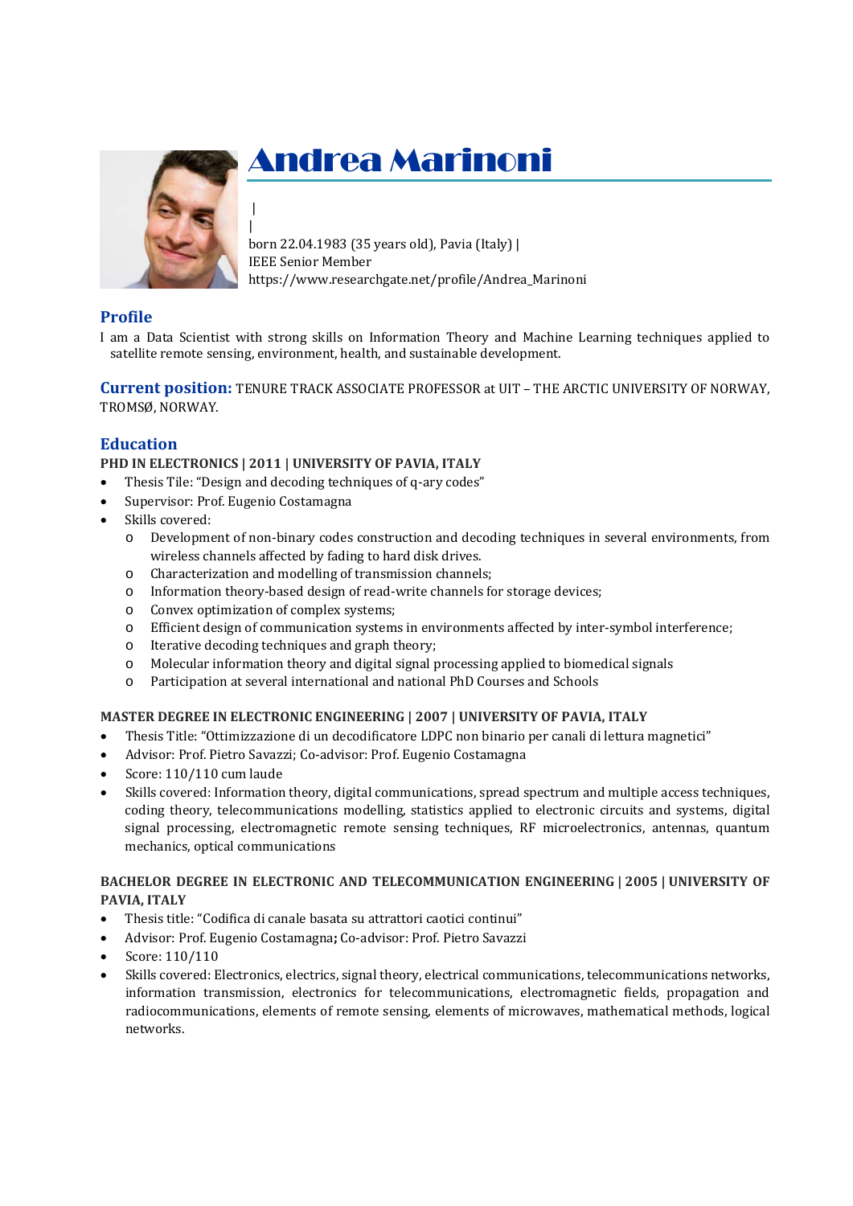# Andrea Marinoni

|
|
born 22.04.1983 (35 years old), Pavia (Italy) |
IEEE Senior Member
https://www.researchgate.net/profile/Andrea_Marinoni

## Profile

I am a Data Scientist with strong skills on Information Theory and Machine Learning techniques applied to satellite remote sensing, environment, health, and sustainable development.

## Current position: TENURE TRACK ASSOCIATE PROFESSOR at UIT – THE ARCTIC UNIVERSITY OF NORWAY, TROMSØ, NORWAY.

## Education

### PHD IN ELECTRONICS | 2011 | UNIVERSITY OF PAVIA, ITALY

- Thesis Tile: "Design and decoding techniques of q-ary codes"
- Supervisor: Prof. Eugenio Costamagna
- Skills covered:
    - Development of non-binary codes construction and decoding techniques in several environments, from wireless channels affected by fading to hard disk drives.
    - Characterization and modelling of transmission channels;
    - Information theory-based design of read-write channels for storage devices;
    - Convex optimization of complex systems;
    - Efficient design of communication systems in environments affected by inter-symbol interference;
    - Iterative decoding techniques and graph theory;
    - Molecular information theory and digital signal processing applied to biomedical signals
    - Participation at several international and national PhD Courses and Schools

### MASTER DEGREE IN ELECTRONIC ENGINEERING | 2007 | UNIVERSITY OF PAVIA, ITALY

- Thesis Title: "Ottimizzazione di un decodificatore LDPC non binario per canali di lettura magnetici"
- Advisor: Prof. Pietro Savazzi; Co-advisor: Prof. Eugenio Costamagna
- Score: 110/110 cum laude
- Skills covered: Information theory, digital communications, spread spectrum and multiple access techniques, coding theory, telecommunications modelling, statistics applied to electronic circuits and systems, digital signal processing, electromagnetic remote sensing techniques, RF microelectronics, antennas, quantum mechanics, optical communications

### BACHELOR DEGREE IN ELECTRONIC AND TELECOMMUNICATION ENGINEERING | 2005 | UNIVERSITY OF PAVIA, ITALY

- Thesis title: "Codifica di canale basata su attrattori caotici continui"
- Advisor: Prof. Eugenio Costamagna; Co-advisor: Prof. Pietro Savazzi
- Score: 110/110
- Skills covered: Electronics, electrics, signal theory, electrical communications, telecommunications networks, information transmission, electronics for telecommunications, electromagnetic fields, propagation and radiocommunications, elements of remote sensing, elements of microwaves, mathematical methods, logical networks.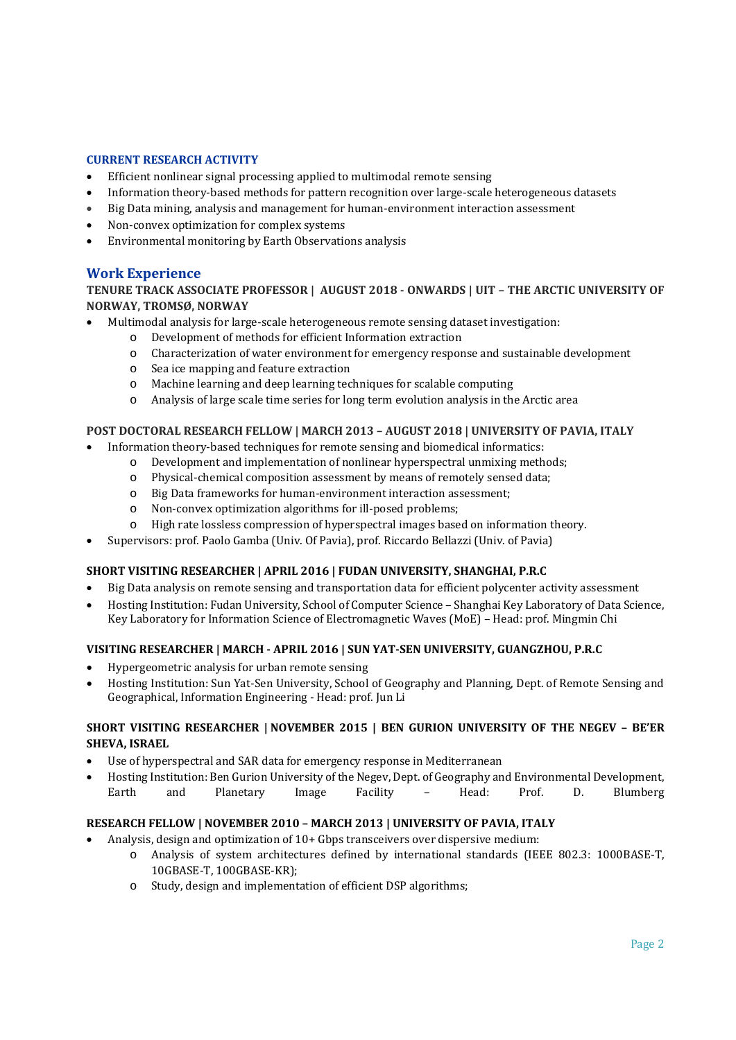### CURRENT RESEARCH ACTIVITY

- Efficient nonlinear signal processing applied to multimodal remote sensing
- Information theory-based methods for pattern recognition over large-scale heterogeneous datasets
- Big Data mining, analysis and management for human-environment interaction assessment
- Non-convex optimization for complex systems
- Environmental monitoring by Earth Observations analysis

## Work Experience

**TENURE TRACK ASSOCIATE PROFESSOR | AUGUST 2018 - ONWARDS | UIT – THE ARCTIC UNIVERSITY OF NORWAY, TROMSØ, NORWAY**

- Multimodal analysis for large-scale heterogeneous remote sensing dataset investigation:
    - Development of methods for efficient Information extraction
    - Characterization of water environment for emergency response and sustainable development
    - Sea ice mapping and feature extraction
    - Machine learning and deep learning techniques for scalable computing
    - Analysis of large scale time series for long term evolution analysis in the Arctic area

**POST DOCTORAL RESEARCH FELLOW | MARCH 2013 – AUGUST 2018 | UNIVERSITY OF PAVIA, ITALY**

- Information theory-based techniques for remote sensing and biomedical informatics:
    - Development and implementation of nonlinear hyperspectral unmixing methods;
    - Physical-chemical composition assessment by means of remotely sensed data;
    - Big Data frameworks for human-environment interaction assessment;
    - Non-convex optimization algorithms for ill-posed problems;
    - High rate lossless compression of hyperspectral images based on information theory.
- Supervisors: prof. Paolo Gamba (Univ. Of Pavia), prof. Riccardo Bellazzi (Univ. of Pavia)

**SHORT VISITING RESEARCHER | APRIL 2016 | FUDAN UNIVERSITY, SHANGHAI, P.R.C**

- Big Data analysis on remote sensing and transportation data for efficient polycenter activity assessment
- Hosting Institution: Fudan University, School of Computer Science – Shanghai Key Laboratory of Data Science, Key Laboratory for Information Science of Electromagnetic Waves (MoE) – Head: prof. Mingmin Chi

**VISITING RESEARCHER | MARCH - APRIL 2016 | SUN YAT-SEN UNIVERSITY, GUANGZHOU, P.R.C**

- Hypergeometric analysis for urban remote sensing
- Hosting Institution: Sun Yat-Sen University, School of Geography and Planning, Dept. of Remote Sensing and Geographical, Information Engineering - Head: prof. Jun Li

**SHORT VISITING RESEARCHER | NOVEMBER 2015 | BEN GURION UNIVERSITY OF THE NEGEV – BE'ER SHEVA, ISRAEL**

- Use of hyperspectral and SAR data for emergency response in Mediterranean
- Hosting Institution: Ben Gurion University of the Negev, Dept. of Geography and Environmental Development, Earth and Planetary Image Facility – Head: Prof. D. Blumberg

**RESEARCH FELLOW | NOVEMBER 2010 – MARCH 2013 | UNIVERSITY OF PAVIA, ITALY**

- Analysis, design and optimization of 10+ Gbps transceivers over dispersive medium:
    - Analysis of system architectures defined by international standards (IEEE 802.3: 1000BASE-T, 10GBASE-T, 100GBASE-KR);
    - Study, design and implementation of efficient DSP algorithms;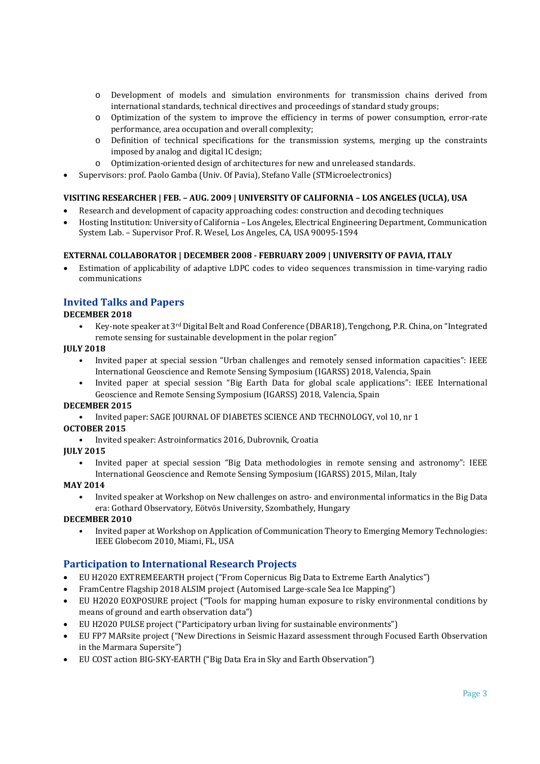- Development of models and simulation environments for transmission chains derived from international standards, technical directives and proceedings of standard study groups;
  - Optimization of the system to improve the efficiency in terms of power consumption, error-rate performance, area occupation and overall complexity;
  - Definition of technical specifications for the transmission systems, merging up the constraints imposed by analog and digital IC design;
  - Optimization-oriented design of architectures for new and unreleased standards.
- Supervisors: prof. Paolo Gamba (Univ. Of Pavia), Stefano Valle (STMicroelectronics)

**VISITING RESEARCHER | FEB. – AUG. 2009 | UNIVERSITY OF CALIFORNIA – LOS ANGELES (UCLA), USA**

- Research and development of capacity approaching codes: construction and decoding techniques
- Hosting Institution: University of California – Los Angeles, Electrical Engineering Department, Communication System Lab. – Supervisor Prof. R. Wesel, Los Angeles, CA, USA 90095-1594

**EXTERNAL COLLABORATOR | DECEMBER 2008 - FEBRUARY 2009 | UNIVERSITY OF PAVIA, ITALY**

- Estimation of applicability of adaptive LDPC codes to video sequences transmission in time-varying radio communications

## Invited Talks and Papers

**DECEMBER 2018**

- Key-note speaker at 3rd Digital Belt and Road Conference (DBAR18), Tengchong, P.R. China, on "Integrated remote sensing for sustainable development in the polar region"

**JULY 2018**

- Invited paper at special session "Urban challenges and remotely sensed information capacities": IEEE International Geoscience and Remote Sensing Symposium (IGARSS) 2018, Valencia, Spain
- Invited paper at special session "Big Earth Data for global scale applications": IEEE International Geoscience and Remote Sensing Symposium (IGARSS) 2018, Valencia, Spain

**DECEMBER 2015**

- Invited paper: SAGE JOURNAL OF DIABETES SCIENCE AND TECHNOLOGY, vol 10, nr 1

**OCTOBER 2015**

- Invited speaker: Astroinformatics 2016, Dubrovnik, Croatia

**JULY 2015**

- Invited paper at special session "Big Data methodologies in remote sensing and astronomy": IEEE International Geoscience and Remote Sensing Symposium (IGARSS) 2015, Milan, Italy

**MAY 2014**

- Invited speaker at Workshop on New challenges on astro- and environmental informatics in the Big Data era: Gothard Observatory, Eötvös University, Szombathely, Hungary

**DECEMBER 2010**

- Invited paper at Workshop on Application of Communication Theory to Emerging Memory Technologies: IEEE Globecom 2010, Miami, FL, USA

## Participation to International Research Projects

- EU H2020 EXTREMEEARTH project ("From Copernicus Big Data to Extreme Earth Analytics")
- FramCentre Flagship 2018 ALSIM project (Automised Large-scale Sea Ice Mapping")
- EU H2020 EOXPOSURE project ("Tools for mapping human exposure to risky environmental conditions by means of ground and earth observation data")
- EU H2020 PULSE project ("Participatory urban living for sustainable environments")
- EU FP7 MARsite project ("New Directions in Seismic Hazard assessment through Focused Earth Observation in the Marmara Supersite")
- EU COST action BIG-SKY-EARTH ("Big Data Era in Sky and Earth Observation")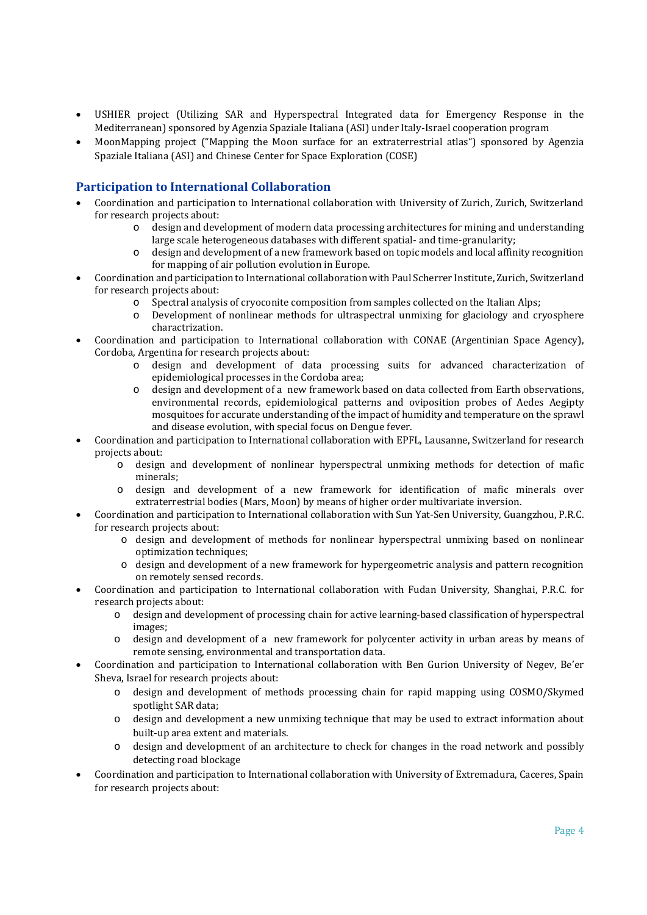- USHIER project (Utilizing SAR and Hyperspectral Integrated data for Emergency Response in the Mediterranean) sponsored by Agenzia Spaziale Italiana (ASI) under Italy-Israel cooperation program
- MoonMapping project ("Mapping the Moon surface for an extraterrestrial atlas") sponsored by Agenzia Spaziale Italiana (ASI) and Chinese Center for Space Exploration (COSE)

## Participation to International Collaboration

- Coordination and participation to International collaboration with University of Zurich, Zurich, Switzerland for research projects about:
  - design and development of modern data processing architectures for mining and understanding large scale heterogeneous databases with different spatial- and time-granularity;
  - design and development of a new framework based on topic models and local affinity recognition for mapping of air pollution evolution in Europe.
- Coordination and participation to International collaboration with Paul Scherrer Institute, Zurich, Switzerland for research projects about:
  - Spectral analysis of cryoconite composition from samples collected on the Italian Alps;
  - Development of nonlinear methods for ultraspectral unmixing for glaciology and cryosphere charactrization.
- Coordination and participation to International collaboration with CONAE (Argentinian Space Agency), Cordoba, Argentina for research projects about:
  - design and development of data processing suits for advanced characterization of epidemiological processes in the Cordoba area;
  - design and development of a new framework based on data collected from Earth observations, environmental records, epidemiological patterns and oviposition probes of Aedes Aegipty mosquitoes for accurate understanding of the impact of humidity and temperature on the sprawl and disease evolution, with special focus on Dengue fever.
- Coordination and participation to International collaboration with EPFL, Lausanne, Switzerland for research projects about:
  - design and development of nonlinear hyperspectral unmixing methods for detection of mafic minerals;
  - design and development of a new framework for identification of mafic minerals over extraterrestrial bodies (Mars, Moon) by means of higher order multivariate inversion.
- Coordination and participation to International collaboration with Sun Yat-Sen University, Guangzhou, P.R.C. for research projects about:
  - design and development of methods for nonlinear hyperspectral unmixing based on nonlinear optimization techniques;
  - design and development of a new framework for hypergeometric analysis and pattern recognition on remotely sensed records.
- Coordination and participation to International collaboration with Fudan University, Shanghai, P.R.C. for research projects about:
  - design and development of processing chain for active learning-based classification of hyperspectral images;
  - design and development of a new framework for polycenter activity in urban areas by means of remote sensing, environmental and transportation data.
- Coordination and participation to International collaboration with Ben Gurion University of Negev, Be'er Sheva, Israel for research projects about:
  - design and development of methods processing chain for rapid mapping using COSMO/Skymed spotlight SAR data;
  - design and development a new unmixing technique that may be used to extract information about built-up area extent and materials.
  - design and development of an architecture to check for changes in the road network and possibly detecting road blockage
- Coordination and participation to International collaboration with University of Extremadura, Caceres, Spain for research projects about: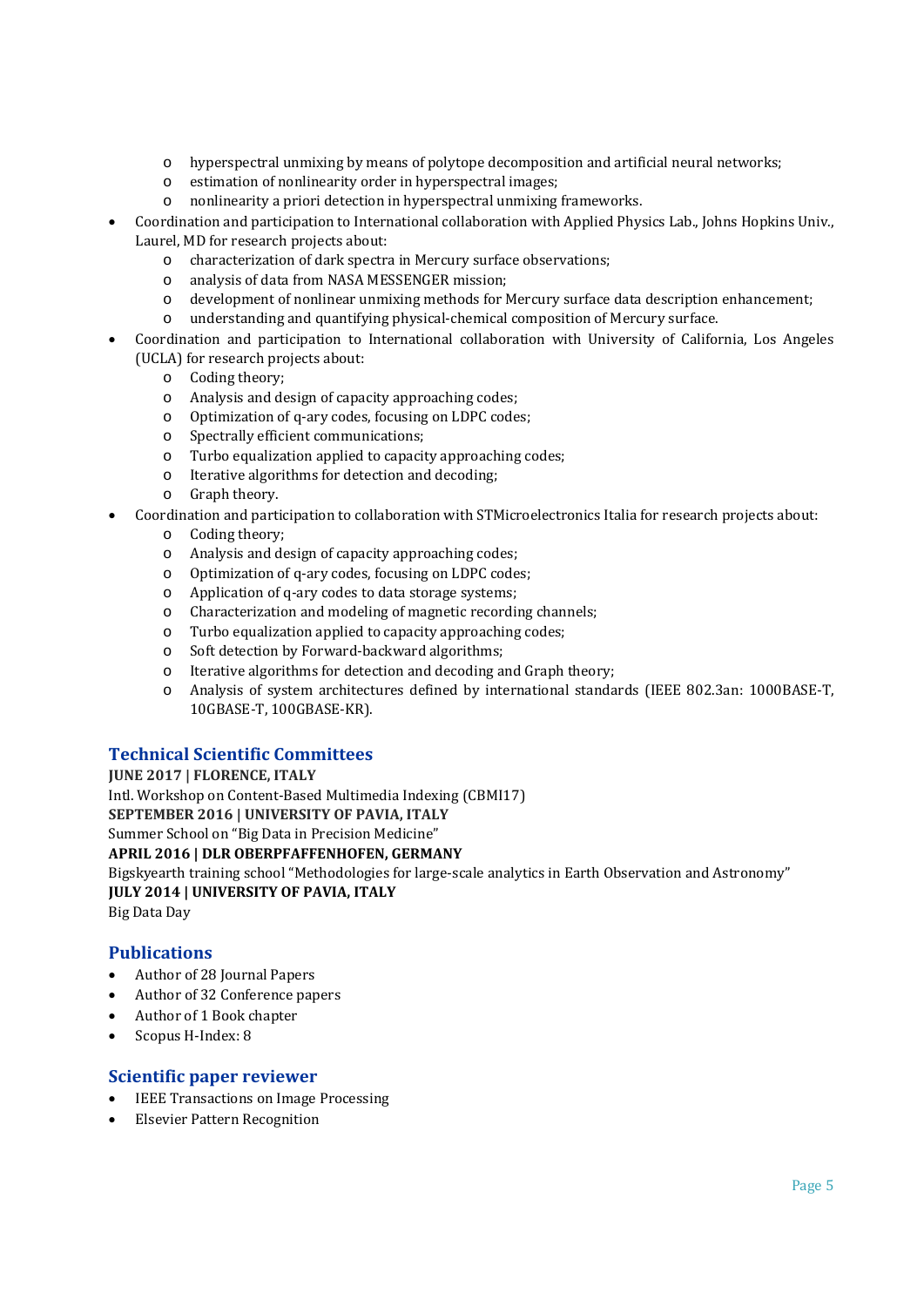- hyperspectral unmixing by means of polytope decomposition and artificial neural networks;
    - estimation of nonlinearity order in hyperspectral images;
    - nonlinearity a priori detection in hyperspectral unmixing frameworks.
- Coordination and participation to International collaboration with Applied Physics Lab., Johns Hopkins Univ., Laurel, MD for research projects about:
    - characterization of dark spectra in Mercury surface observations;
    - analysis of data from NASA MESSENGER mission;
    - development of nonlinear unmixing methods for Mercury surface data description enhancement;
    - understanding and quantifying physical-chemical composition of Mercury surface.
- Coordination and participation to International collaboration with University of California, Los Angeles (UCLA) for research projects about:
    - Coding theory;
    - Analysis and design of capacity approaching codes;
    - Optimization of q-ary codes, focusing on LDPC codes;
    - Spectrally efficient communications;
    - Turbo equalization applied to capacity approaching codes;
    - Iterative algorithms for detection and decoding;
    - Graph theory.
- Coordination and participation to collaboration with STMicroelectronics Italia for research projects about:
    - Coding theory;
    - Analysis and design of capacity approaching codes;
    - Optimization of q-ary codes, focusing on LDPC codes;
    - Application of q-ary codes to data storage systems;
    - Characterization and modeling of magnetic recording channels;
    - Turbo equalization applied to capacity approaching codes;
    - Soft detection by Forward-backward algorithms;
    - Iterative algorithms for detection and decoding and Graph theory;
    - Analysis of system architectures defined by international standards (IEEE 802.3an: 1000BASE-T, 10GBASE-T, 100GBASE-KR).

## Technical Scientific Committees

**JUNE 2017 | FLORENCE, ITALY**
Intl. Workshop on Content-Based Multimedia Indexing (CBMI17)
**SEPTEMBER 2016 | UNIVERSITY OF PAVIA, ITALY**
Summer School on "Big Data in Precision Medicine"
**APRIL 2016 | DLR OBERPFAFFENHOFEN, GERMANY**
Bigskyearth training school "Methodologies for large-scale analytics in Earth Observation and Astronomy"
**JULY 2014 | UNIVERSITY OF PAVIA, ITALY**
Big Data Day

## Publications

- Author of 28 Journal Papers
- Author of 32 Conference papers
- Author of 1 Book chapter
- Scopus H-Index: 8

## Scientific paper reviewer

- IEEE Transactions on Image Processing
- Elsevier Pattern Recognition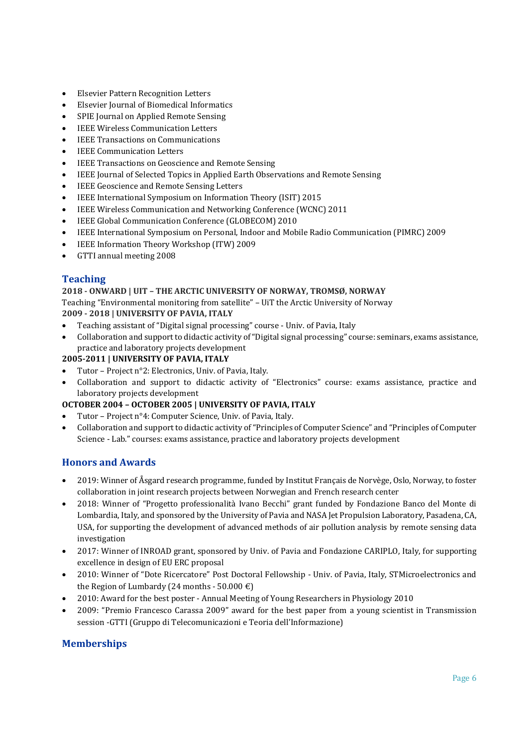- Elsevier Pattern Recognition Letters
- Elsevier Journal of Biomedical Informatics
- SPIE Journal on Applied Remote Sensing
- IEEE Wireless Communication Letters
- IEEE Transactions on Communications
- IEEE Communication Letters
- IEEE Transactions on Geoscience and Remote Sensing
- IEEE Journal of Selected Topics in Applied Earth Observations and Remote Sensing
- IEEE Geoscience and Remote Sensing Letters
- IEEE International Symposium on Information Theory (ISIT) 2015
- IEEE Wireless Communication and Networking Conference (WCNC) 2011
- IEEE Global Communication Conference (GLOBECOM) 2010
- IEEE International Symposium on Personal, Indoor and Mobile Radio Communication (PIMRC) 2009
- IEEE Information Theory Workshop (ITW) 2009
- GTTI annual meeting 2008

## Teaching

**2018 - ONWARD | UIT – THE ARCTIC UNIVERSITY OF NORWAY, TROMSØ, NORWAY**

Teaching "Environmental monitoring from satellite" – UiT the Arctic University of Norway

**2009 - 2018 | UNIVERSITY OF PAVIA, ITALY**

- Teaching assistant of "Digital signal processing" course - Univ. of Pavia, Italy
- Collaboration and support to didactic activity of "Digital signal processing" course: seminars, exams assistance, practice and laboratory projects development

**2005-2011 | UNIVERSITY OF PAVIA, ITALY**

- Tutor – Project n°2: Electronics, Univ. of Pavia, Italy.
- Collaboration and support to didactic activity of "Electronics" course: exams assistance, practice and laboratory projects development

**OCTOBER 2004 – OCTOBER 2005 | UNIVERSITY OF PAVIA, ITALY**

- Tutor – Project n°4: Computer Science, Univ. of Pavia, Italy.
- Collaboration and support to didactic activity of "Principles of Computer Science" and "Principles of Computer Science - Lab." courses: exams assistance, practice and laboratory projects development

## Honors and Awards

- 2019: Winner of Åsgard research programme, funded by Institut Français de Norvège, Oslo, Norway, to foster collaboration in joint research projects between Norwegian and French research center
- 2018: Winner of "Progetto professionalità Ivano Becchi" grant funded by Fondazione Banco del Monte di Lombardia, Italy, and sponsored by the University of Pavia and NASA Jet Propulsion Laboratory, Pasadena, CA, USA, for supporting the development of advanced methods of air pollution analysis by remote sensing data investigation
- 2017: Winner of INROAD grant, sponsored by Univ. of Pavia and Fondazione CARIPLO, Italy, for supporting excellence in design of EU ERC proposal
- 2010: Winner of "Dote Ricercatore" Post Doctoral Fellowship - Univ. of Pavia, Italy, STMicroelectronics and the Region of Lumbardy (24 months - 50.000 €)
- 2010: Award for the best poster - Annual Meeting of Young Researchers in Physiology 2010
- 2009: "Premio Francesco Carassa 2009" award for the best paper from a young scientist in Transmission session -GTTI (Gruppo di Telecomunicazioni e Teoria dell'Informazione)

## Memberships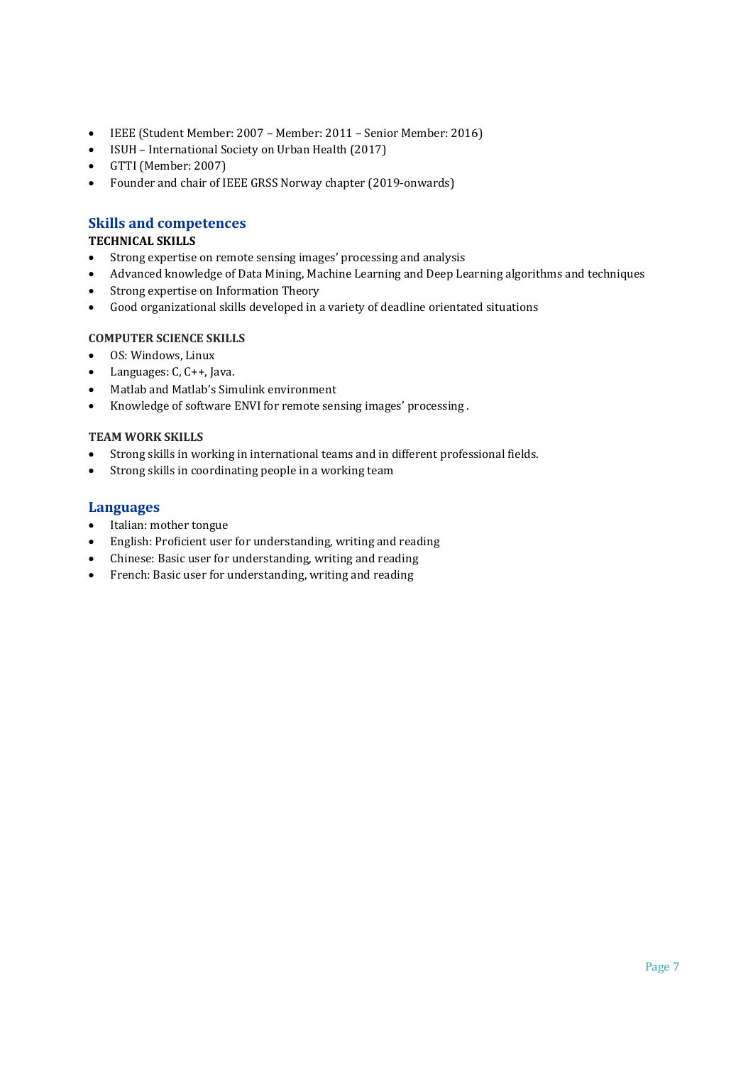- IEEE (Student Member: 2007 – Member: 2011 – Senior Member: 2016)
- ISUH – International Society on Urban Health (2017)
- GTTI (Member: 2007)
- Founder and chair of IEEE GRSS Norway chapter (2019-onwards)

## Skills and competences

**TECHNICAL SKILLS**

- Strong expertise on remote sensing images' processing and analysis
- Advanced knowledge of Data Mining, Machine Learning and Deep Learning algorithms and techniques
- Strong expertise on Information Theory
- Good organizational skills developed in a variety of deadline orientated situations

**COMPUTER SCIENCE SKILLS**

- OS: Windows, Linux
- Languages: C, C++, Java.
- Matlab and Matlab's Simulink environment
- Knowledge of software ENVI for remote sensing images' processing .

**TEAM WORK SKILLS**

- Strong skills in working in international teams and in different professional fields.
- Strong skills in coordinating people in a working team

## Languages

- Italian: mother tongue
- English: Proficient user for understanding, writing and reading
- Chinese: Basic user for understanding, writing and reading
- French: Basic user for understanding, writing and reading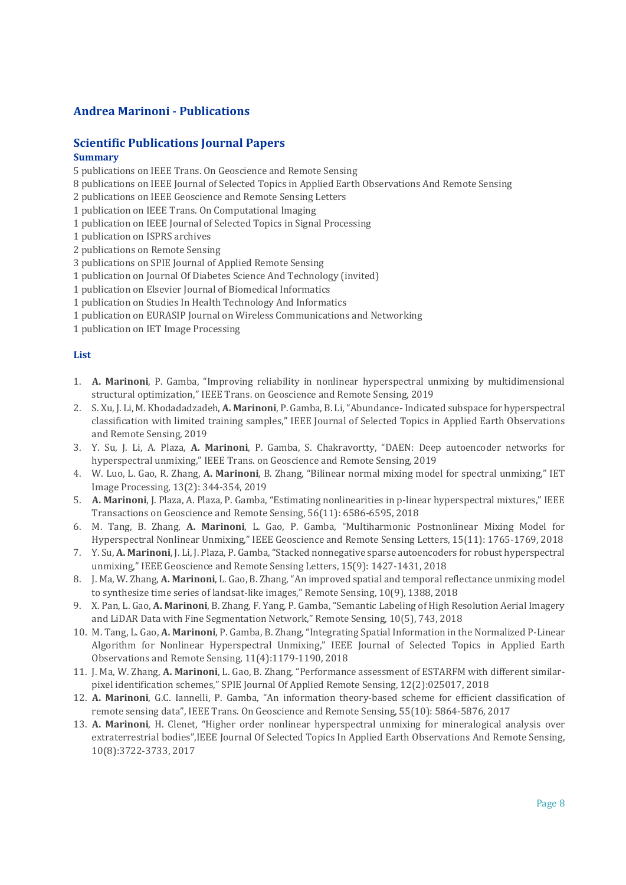## Andrea Marinoni - Publications

## Scientific Publications Journal Papers

### Summary

5 publications on IEEE Trans. On Geoscience and Remote Sensing
8 publications on IEEE Journal of Selected Topics in Applied Earth Observations And Remote Sensing
2 publications on IEEE Geoscience and Remote Sensing Letters
1 publication on IEEE Trans. On Computational Imaging
1 publication on IEEE Journal of Selected Topics in Signal Processing
1 publication on ISPRS archives
2 publications on Remote Sensing
3 publications on SPIE Journal of Applied Remote Sensing
1 publication on Journal Of Diabetes Science And Technology (invited)
1 publication on Elsevier Journal of Biomedical Informatics
1 publication on Studies In Health Technology And Informatics
1 publication on EURASIP Journal on Wireless Communications and Networking
1 publication on IET Image Processing

### List

1. **A. Marinoni**, P. Gamba, "Improving reliability in nonlinear hyperspectral unmixing by multidimensional structural optimization," IEEE Trans. on Geoscience and Remote Sensing, 2019
2. S. Xu, J. Li, M. Khodadadzadeh, **A. Marinoni**, P. Gamba, B. Li, "Abundance- Indicated subspace for hyperspectral classification with limited training samples," IEEE Journal of Selected Topics in Applied Earth Observations and Remote Sensing, 2019
3. Y. Su, J. Li, A. Plaza, **A. Marinoni**, P. Gamba, S. Chakravortty, "DAEN: Deep autoencoder networks for hyperspectral unmixing," IEEE Trans. on Geoscience and Remote Sensing, 2019
4. W. Luo, L. Gao, R. Zhang, **A. Marinoni**, B. Zhang, "Bilinear normal mixing model for spectral unmixing," IET Image Processing, 13(2): 344-354, 2019
5. **A. Marinoni**, J. Plaza, A. Plaza, P. Gamba, "Estimating nonlinearities in p-linear hyperspectral mixtures," IEEE Transactions on Geoscience and Remote Sensing, 56(11): 6586-6595, 2018
6. M. Tang, B. Zhang, **A. Marinoni**, L. Gao, P. Gamba, "Multiharmonic Postnonlinear Mixing Model for Hyperspectral Nonlinear Unmixing," IEEE Geoscience and Remote Sensing Letters, 15(11): 1765-1769, 2018
7. Y. Su, **A. Marinoni**, J. Li, J. Plaza, P. Gamba, "Stacked nonnegative sparse autoencoders for robust hyperspectral unmixing," IEEE Geoscience and Remote Sensing Letters, 15(9): 1427-1431, 2018
8. J. Ma, W. Zhang, **A. Marinoni**, L. Gao, B. Zhang, "An improved spatial and temporal reflectance unmixing model to synthesize time series of landsat-like images," Remote Sensing, 10(9), 1388, 2018
9. X. Pan, L. Gao, **A. Marinoni**, B. Zhang, F. Yang, P. Gamba, "Semantic Labeling of High Resolution Aerial Imagery and LiDAR Data with Fine Segmentation Network," Remote Sensing, 10(5), 743, 2018
10. M. Tang, L. Gao, **A. Marinoni**, P. Gamba, B. Zhang, "Integrating Spatial Information in the Normalized P-Linear Algorithm for Nonlinear Hyperspectral Unmixing," IEEE Journal of Selected Topics in Applied Earth Observations and Remote Sensing, 11(4):1179-1190, 2018
11. J. Ma, W. Zhang, **A. Marinoni**, L. Gao, B. Zhang, "Performance assessment of ESTARFM with different similar-pixel identification schemes," SPIE Journal Of Applied Remote Sensing, 12(2):025017, 2018
12. **A. Marinoni**, G.C. Iannelli, P. Gamba, "An information theory-based scheme for efficient classification of remote sensing data", IEEE Trans. On Geoscience and Remote Sensing, 55(10): 5864-5876, 2017
13. **A. Marinoni**, H. Clenet, "Higher order nonlinear hyperspectral unmixing for mineralogical analysis over extraterrestrial bodies",IEEE Journal Of Selected Topics In Applied Earth Observations And Remote Sensing, 10(8):3722-3733, 2017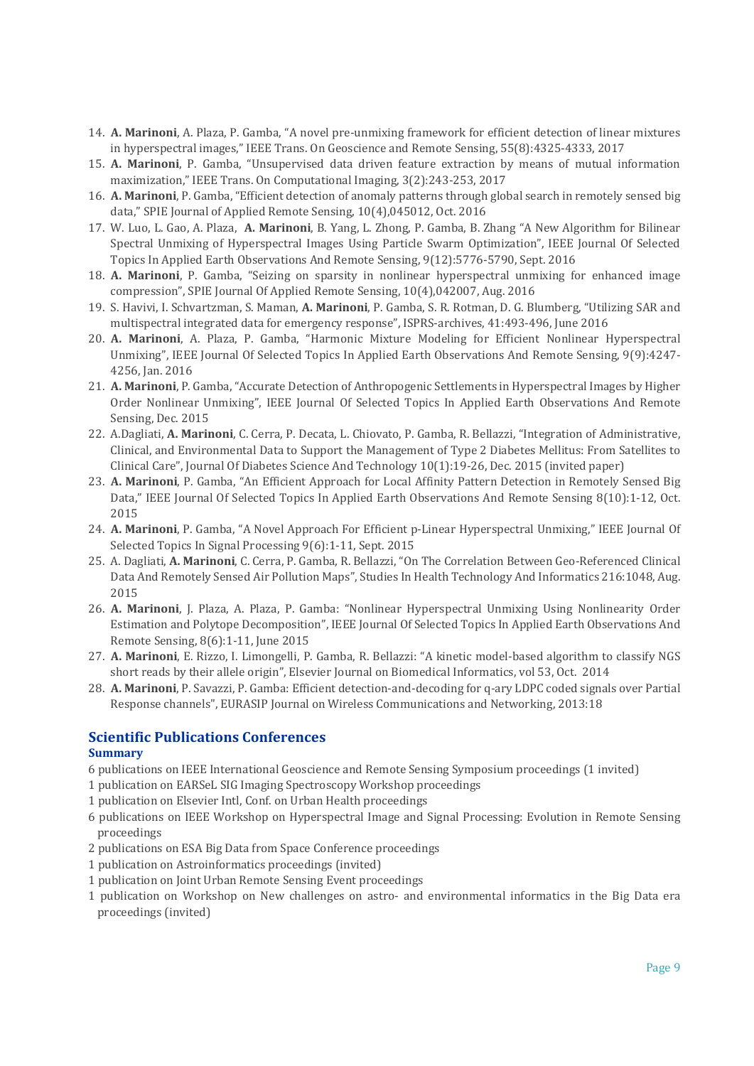14. **A. Marinoni**, A. Plaza, P. Gamba, "A novel pre-unmixing framework for efficient detection of linear mixtures in hyperspectral images," IEEE Trans. On Geoscience and Remote Sensing, 55(8):4325-4333, 2017
15. **A. Marinoni**, P. Gamba, "Unsupervised data driven feature extraction by means of mutual information maximization," IEEE Trans. On Computational Imaging, 3(2):243-253, 2017
16. **A. Marinoni**, P. Gamba, "Efficient detection of anomaly patterns through global search in remotely sensed big data," SPIE Journal of Applied Remote Sensing, 10(4),045012, Oct. 2016
17. W. Luo, L. Gao, A. Plaza, **A. Marinoni**, B. Yang, L. Zhong, P. Gamba, B. Zhang "A New Algorithm for Bilinear Spectral Unmixing of Hyperspectral Images Using Particle Swarm Optimization", IEEE Journal Of Selected Topics In Applied Earth Observations And Remote Sensing, 9(12):5776-5790, Sept. 2016
18. **A. Marinoni**, P. Gamba, "Seizing on sparsity in nonlinear hyperspectral unmixing for enhanced image compression", SPIE Journal Of Applied Remote Sensing, 10(4),042007, Aug. 2016
19. S. Havivi, I. Schvartzman, S. Maman, **A. Marinoni**, P. Gamba, S. R. Rotman, D. G. Blumberg, "Utilizing SAR and multispectral integrated data for emergency response", ISPRS-archives, 41:493-496, June 2016
20. **A. Marinoni**, A. Plaza, P. Gamba, "Harmonic Mixture Modeling for Efficient Nonlinear Hyperspectral Unmixing", IEEE Journal Of Selected Topics In Applied Earth Observations And Remote Sensing, 9(9):4247-4256, Jan. 2016
21. **A. Marinoni**, P. Gamba, "Accurate Detection of Anthropogenic Settlements in Hyperspectral Images by Higher Order Nonlinear Unmixing", IEEE Journal Of Selected Topics In Applied Earth Observations And Remote Sensing, Dec. 2015
22. A.Dagliati, **A. Marinoni**, C. Cerra, P. Decata, L. Chiovato, P. Gamba, R. Bellazzi, "Integration of Administrative, Clinical, and Environmental Data to Support the Management of Type 2 Diabetes Mellitus: From Satellites to Clinical Care", Journal Of Diabetes Science And Technology 10(1):19-26, Dec. 2015 (invited paper)
23. **A. Marinoni**, P. Gamba, "An Efficient Approach for Local Affinity Pattern Detection in Remotely Sensed Big Data," IEEE Journal Of Selected Topics In Applied Earth Observations And Remote Sensing 8(10):1-12, Oct. 2015
24. **A. Marinoni**, P. Gamba, "A Novel Approach For Efficient p-Linear Hyperspectral Unmixing," IEEE Journal Of Selected Topics In Signal Processing 9(6):1-11, Sept. 2015
25. A. Dagliati, **A. Marinoni**, C. Cerra, P. Gamba, R. Bellazzi, "On The Correlation Between Geo-Referenced Clinical Data And Remotely Sensed Air Pollution Maps", Studies In Health Technology And Informatics 216:1048, Aug. 2015
26. **A. Marinoni**, J. Plaza, A. Plaza, P. Gamba: "Nonlinear Hyperspectral Unmixing Using Nonlinearity Order Estimation and Polytope Decomposition", IEEE Journal Of Selected Topics In Applied Earth Observations And Remote Sensing, 8(6):1-11, June 2015
27. **A. Marinoni**, E. Rizzo, I. Limongelli, P. Gamba, R. Bellazzi: "A kinetic model-based algorithm to classify NGS short reads by their allele origin", Elsevier Journal on Biomedical Informatics, vol 53, Oct. 2014
28. **A. Marinoni**, P. Savazzi, P. Gamba: Efficient detection-and-decoding for q-ary LDPC coded signals over Partial Response channels", EURASIP Journal on Wireless Communications and Networking, 2013:18

## Scientific Publications Conferences

### Summary

6 publications on IEEE International Geoscience and Remote Sensing Symposium proceedings (1 invited)
1 publication on EARSeL SIG Imaging Spectroscopy Workshop proceedings
1 publication on Elsevier Intl, Conf. on Urban Health proceedings
6 publications on IEEE Workshop on Hyperspectral Image and Signal Processing: Evolution in Remote Sensing proceedings
2 publications on ESA Big Data from Space Conference proceedings
1 publication on Astroinformatics proceedings (invited)
1 publication on Joint Urban Remote Sensing Event proceedings
1 publication on Workshop on New challenges on astro- and environmental informatics in the Big Data era proceedings (invited)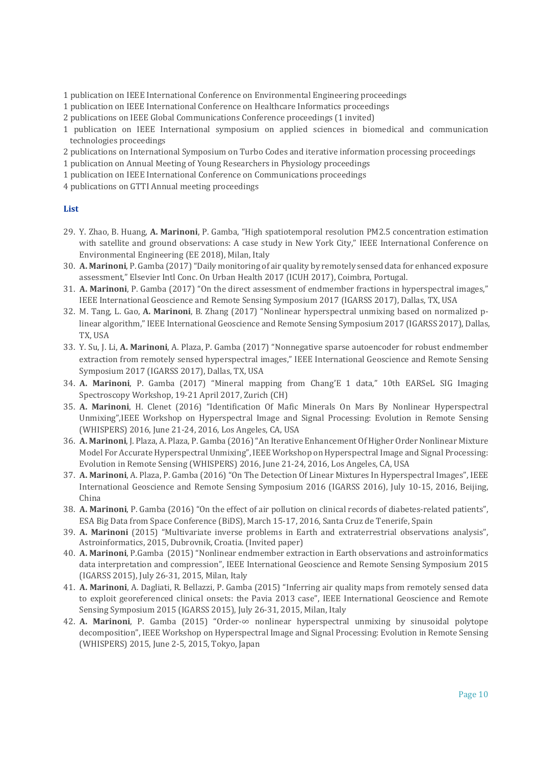1 publication on IEEE International Conference on Environmental Engineering proceedings
1 publication on IEEE International Conference on Healthcare Informatics proceedings
2 publications on IEEE Global Communications Conference proceedings (1 invited)
1 publication on IEEE International symposium on applied sciences in biomedical and communication technologies proceedings
2 publications on International Symposium on Turbo Codes and iterative information processing proceedings
1 publication on Annual Meeting of Young Researchers in Physiology proceedings
1 publication on IEEE International Conference on Communications proceedings
4 publications on GTTI Annual meeting proceedings

**List**

29. Y. Zhao, B. Huang, **A. Marinoni**, P. Gamba, "High spatiotemporal resolution PM2.5 concentration estimation with satellite and ground observations: A case study in New York City," IEEE International Conference on Environmental Engineering (EE 2018), Milan, Italy
30. **A. Marinoni**, P. Gamba (2017) "Daily monitoring of air quality by remotely sensed data for enhanced exposure assessment," Elsevier Intl Conc. On Urban Health 2017 (ICUH 2017), Coimbra, Portugal.
31. **A. Marinoni**, P. Gamba (2017) "On the direct assessment of endmember fractions in hyperspectral images," IEEE International Geoscience and Remote Sensing Symposium 2017 (IGARSS 2017), Dallas, TX, USA
32. M. Tang, L. Gao, **A. Marinoni**, B. Zhang (2017) "Nonlinear hyperspectral unmixing based on normalized p-linear algorithm," IEEE International Geoscience and Remote Sensing Symposium 2017 (IGARSS 2017), Dallas, TX, USA
33. Y. Su, J. Li, **A. Marinoni**, A. Plaza, P. Gamba (2017) "Nonnegative sparse autoencoder for robust endmember extraction from remotely sensed hyperspectral images," IEEE International Geoscience and Remote Sensing Symposium 2017 (IGARSS 2017), Dallas, TX, USA
34. **A. Marinoni**, P. Gamba (2017) "Mineral mapping from Chang'E 1 data," 10th EARSeL SIG Imaging Spectroscopy Workshop, 19-21 April 2017, Zurich (CH)
35. **A. Marinoni**, H. Clenet (2016) "Identification Of Mafic Minerals On Mars By Nonlinear Hyperspectral Unmixing",IEEE Workshop on Hyperspectral Image and Signal Processing: Evolution in Remote Sensing (WHISPERS) 2016, June 21-24, 2016, Los Angeles, CA, USA
36. **A. Marinoni**, J. Plaza, A. Plaza, P. Gamba (2016) "An Iterative Enhancement Of Higher Order Nonlinear Mixture Model For Accurate Hyperspectral Unmixing", IEEE Workshop on Hyperspectral Image and Signal Processing: Evolution in Remote Sensing (WHISPERS) 2016, June 21-24, 2016, Los Angeles, CA, USA
37. **A. Marinoni**, A. Plaza, P. Gamba (2016) "On The Detection Of Linear Mixtures In Hyperspectral Images", IEEE International Geoscience and Remote Sensing Symposium 2016 (IGARSS 2016), July 10-15, 2016, Beijing, China
38. **A. Marinoni**, P. Gamba (2016) "On the effect of air pollution on clinical records of diabetes-related patients", ESA Big Data from Space Conference (BiDS), March 15-17, 2016, Santa Cruz de Tenerife, Spain
39. **A. Marinoni** (2015) "Multivariate inverse problems in Earth and extraterrestrial observations analysis", Astroinformatics, 2015, Dubrovnik, Croatia. (Invited paper)
40. **A. Marinoni**, P.Gamba (2015) "Nonlinear endmember extraction in Earth observations and astroinformatics data interpretation and compression", IEEE International Geoscience and Remote Sensing Symposium 2015 (IGARSS 2015), July 26-31, 2015, Milan, Italy
41. **A. Marinoni**, A. Dagliati, R. Bellazzi, P. Gamba (2015) "Inferring air quality maps from remotely sensed data to exploit georeferenced clinical onsets: the Pavia 2013 case", IEEE International Geoscience and Remote Sensing Symposium 2015 (IGARSS 2015), July 26-31, 2015, Milan, Italy
42. **A. Marinoni**, P. Gamba (2015) "Order-$\infty$ nonlinear hyperspectral unmixing by sinusoidal polytope decomposition", IEEE Workshop on Hyperspectral Image and Signal Processing: Evolution in Remote Sensing (WHISPERS) 2015, June 2-5, 2015, Tokyo, Japan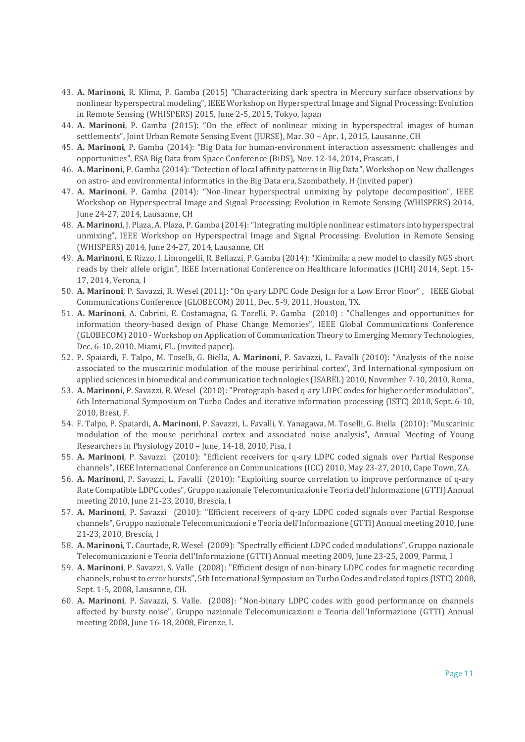43. **A. Marinoni**, R. Klima, P. Gamba (2015) "Characterizing dark spectra in Mercury surface observations by nonlinear hyperspectral modeling", IEEE Workshop on Hyperspectral Image and Signal Processing: Evolution in Remote Sensing (WHISPERS) 2015, June 2-5, 2015, Tokyo, Japan
44. **A. Marinoni**, P. Gamba (2015): "On the effect of nonlinear mixing in hyperspectral images of human settlements", Joint Urban Remote Sensing Event (JURSE), Mar. 30 – Apr. 1, 2015, Lausanne, CH
45. **A. Marinoni**, P. Gamba (2014): "Big Data for human-environment interaction assessment: challenges and opportunities", ESA Big Data from Space Conference (BiDS), Nov. 12-14, 2014, Frascati, I
46. **A. Marinoni**, P. Gamba (2014): "Detection of local affinity patterns in Big Data", Workshop on New challenges on astro- and environmental informatics in the Big Data era, Szombathely, H (invited paper)
47. **A. Marinoni**, P. Gamba (2014): "Non-linear hyperspectral unmixing by polytope decomposition", IEEE Workshop on Hyperspectral Image and Signal Processing: Evolution in Remote Sensing (WHISPERS) 2014, June 24-27, 2014, Lausanne, CH
48. **A. Marinoni**, J. Plaza, A. Plaza, P. Gamba (2014): "Integrating multiple nonlinear estimators into hyperspectral unmixing", IEEE Workshop on Hyperspectral Image and Signal Processing: Evolution in Remote Sensing (WHISPERS) 2014, June 24-27, 2014, Lausanne, CH
49. **A. Marinoni**, E. Rizzo, I. Limongelli, R. Bellazzi, P. Gamba (2014): "Kimimila: a new model to classify NGS short reads by their allele origin", IEEE International Conference on Healthcare Informatics (ICHI) 2014, Sept. 15-17, 2014, Verona, I
50. **A. Marinoni**, P. Savazzi, R. Wesel (2011): "On q-ary LDPC Code Design for a Low Error Floor" , IEEE Global Communications Conference (GLOBECOM) 2011, Dec. 5-9, 2011, Houston, TX.
51. **A. Marinoni**, A. Cabrini, E. Costamagna, G. Torelli, P. Gamba (2010) : "Challenges and opportunities for information theory-based design of Phase Change Memories", IEEE Global Communications Conference (GLOBECOM) 2010 - Workshop on Application of Communication Theory to Emerging Memory Technologies, Dec. 6-10, 2010, Miami, FL. (invited paper).
52. P. Spaiardi, F. Talpo, M. Toselli, G. Biella, **A. Marinoni**, P. Savazzi, L. Favalli (2010): "Analysis of the noise associated to the muscarinic modulation of the mouse perirhinal cortex", 3rd International symposium on applied sciences in biomedical and communication technologies (ISABEL) 2010, November 7-10, 2010, Roma,
53. **A. Marinoni**, P. Savazzi, R. Wesel (2010): "Protograph-based q-ary LDPC codes for higher order modulation", 6th International Symposium on Turbo Codes and iterative information processing (ISTC) 2010, Sept. 6-10, 2010, Brest, F.
54. F. Talpo, P. Spaiardi, **A. Marinoni**, P. Savazzi, L. Favalli, Y. Yanagawa, M. Toselli, G. Biella (2010): "Muscarinic modulation of the mouse perirhinal cortex and associated noise analysis", Annual Meeting of Young Researchers in Physiology 2010 – June, 14-18, 2010, Pisa, I
55. **A. Marinoni**, P. Savazzi (2010): "Efficient receivers for q-ary LDPC coded signals over Partial Response channels", IEEE International Conference on Communications (ICC) 2010, May 23-27, 2010, Cape Town, ZA.
56. **A. Marinoni**, P. Savazzi, L. Favalli (2010): "Exploiting source correlation to improve performance of q-ary Rate Compatible LDPC codes", Gruppo nazionale Telecomunicazioni e Teoria dell'Informazione (GTTI) Annual meeting 2010, June 21-23, 2010, Brescia, I
57. **A. Marinoni**, P. Savazzi (2010): "Efficient receivers of q-ary LDPC coded signals over Partial Response channels", Gruppo nazionale Telecomunicazioni e Teoria dell'Informazione (GTTI) Annual meeting 2010, June 21-23, 2010, Brescia, I
58. **A. Marinoni**, T. Courtade, R. Wesel (2009): "Spectrally efficient LDPC coded modulations", Gruppo nazionale Telecomunicazioni e Teoria dell'Informazione (GTTI) Annual meeting 2009, June 23-25, 2009, Parma, I
59. **A. Marinoni**, P. Savazzi, S. Valle (2008): "Efficient design of non-binary LDPC codes for magnetic recording channels, robust to error bursts", 5th International Symposium on Turbo Codes and related topics (ISTC) 2008, Sept. 1-5, 2008, Lausanne, CH.
60. **A. Marinoni**, P. Savazzi, S. Valle. (2008): "Non-binary LDPC codes with good performance on channels affected by bursty noise", Gruppo nazionale Telecomunicazioni e Teoria dell'Informazione (GTTI) Annual meeting 2008, June 16-18, 2008, Firenze, I.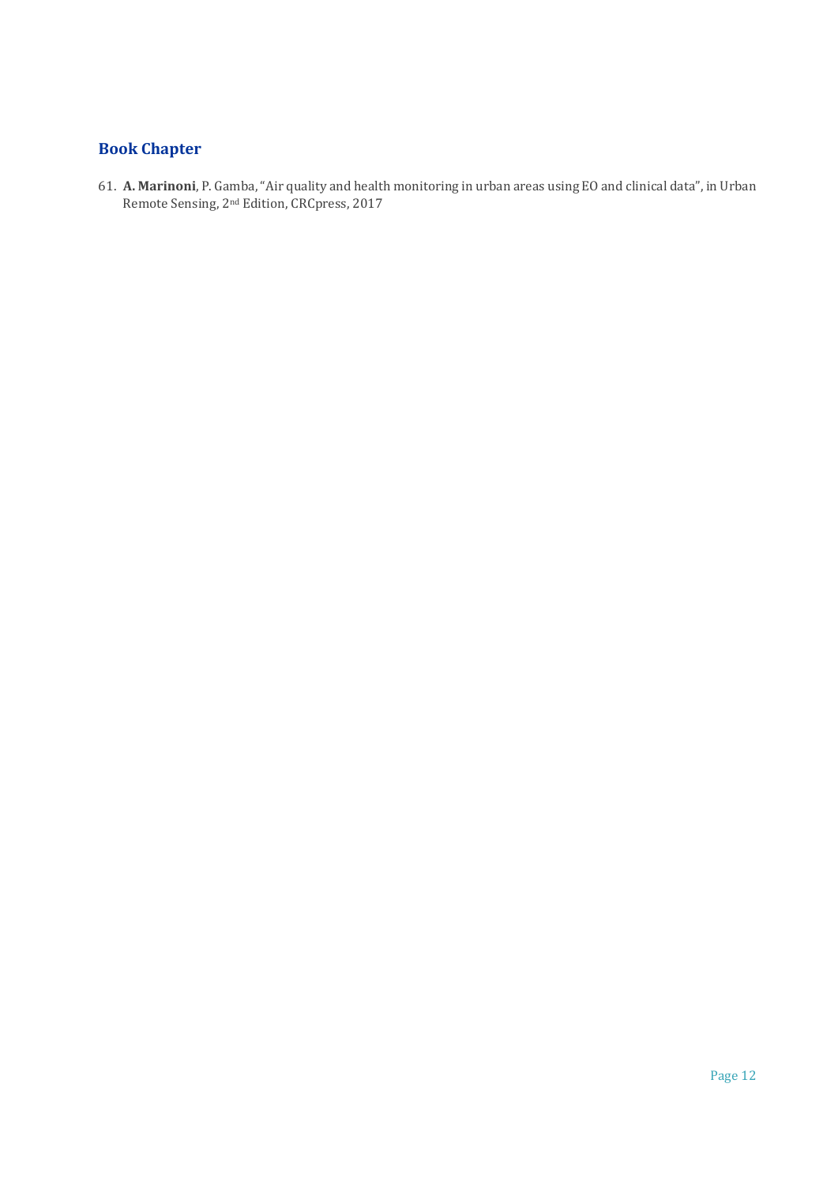## Book Chapter

61. **A. Marinoni**, P. Gamba, "Air quality and health monitoring in urban areas using EO and clinical data", in Urban Remote Sensing, 2nd Edition, CRCpress, 2017